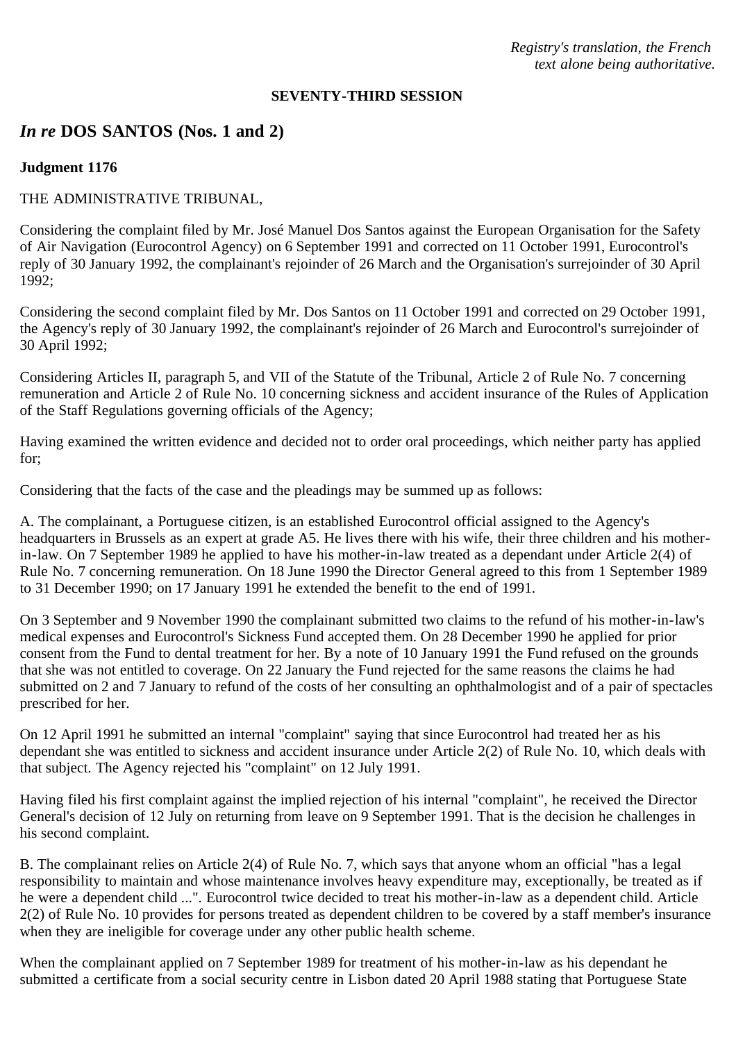*Registry's translation, the French text alone being authoritative.*

**SEVENTY-THIRD SESSION**

## *In re* DOS SANTOS (Nos. 1 and 2)

**Judgment 1176**

THE ADMINISTRATIVE TRIBUNAL,

Considering the complaint filed by Mr. José Manuel Dos Santos against the European Organisation for the Safety of Air Navigation (Eurocontrol Agency) on 6 September 1991 and corrected on 11 October 1991, Eurocontrol's reply of 30 January 1992, the complainant's rejoinder of 26 March and the Organisation's surrejoinder of 30 April 1992;

Considering the second complaint filed by Mr. Dos Santos on 11 October 1991 and corrected on 29 October 1991, the Agency's reply of 30 January 1992, the complainant's rejoinder of 26 March and Eurocontrol's surrejoinder of 30 April 1992;

Considering Articles II, paragraph 5, and VII of the Statute of the Tribunal, Article 2 of Rule No. 7 concerning remuneration and Article 2 of Rule No. 10 concerning sickness and accident insurance of the Rules of Application of the Staff Regulations governing officials of the Agency;

Having examined the written evidence and decided not to order oral proceedings, which neither party has applied for;

Considering that the facts of the case and the pleadings may be summed up as follows:

A. The complainant, a Portuguese citizen, is an established Eurocontrol official assigned to the Agency's headquarters in Brussels as an expert at grade A5. He lives there with his wife, their three children and his mother-in-law. On 7 September 1989 he applied to have his mother-in-law treated as a dependant under Article 2(4) of Rule No. 7 concerning remuneration. On 18 June 1990 the Director General agreed to this from 1 September 1989 to 31 December 1990; on 17 January 1991 he extended the benefit to the end of 1991.

On 3 September and 9 November 1990 the complainant submitted two claims to the refund of his mother-in-law's medical expenses and Eurocontrol's Sickness Fund accepted them. On 28 December 1990 he applied for prior consent from the Fund to dental treatment for her. By a note of 10 January 1991 the Fund refused on the grounds that she was not entitled to coverage. On 22 January the Fund rejected for the same reasons the claims he had submitted on 2 and 7 January to refund of the costs of her consulting an ophthalmologist and of a pair of spectacles prescribed for her.

On 12 April 1991 he submitted an internal "complaint" saying that since Eurocontrol had treated her as his dependant she was entitled to sickness and accident insurance under Article 2(2) of Rule No. 10, which deals with that subject. The Agency rejected his "complaint" on 12 July 1991.

Having filed his first complaint against the implied rejection of his internal "complaint", he received the Director General's decision of 12 July on returning from leave on 9 September 1991. That is the decision he challenges in his second complaint.

B. The complainant relies on Article 2(4) of Rule No. 7, which says that anyone whom an official "has a legal responsibility to maintain and whose maintenance involves heavy expenditure may, exceptionally, be treated as if he were a dependent child ...". Eurocontrol twice decided to treat his mother-in-law as a dependent child. Article 2(2) of Rule No. 10 provides for persons treated as dependent children to be covered by a staff member's insurance when they are ineligible for coverage under any other public health scheme.

When the complainant applied on 7 September 1989 for treatment of his mother-in-law as his dependant he submitted a certificate from a social security centre in Lisbon dated 20 April 1988 stating that Portuguese State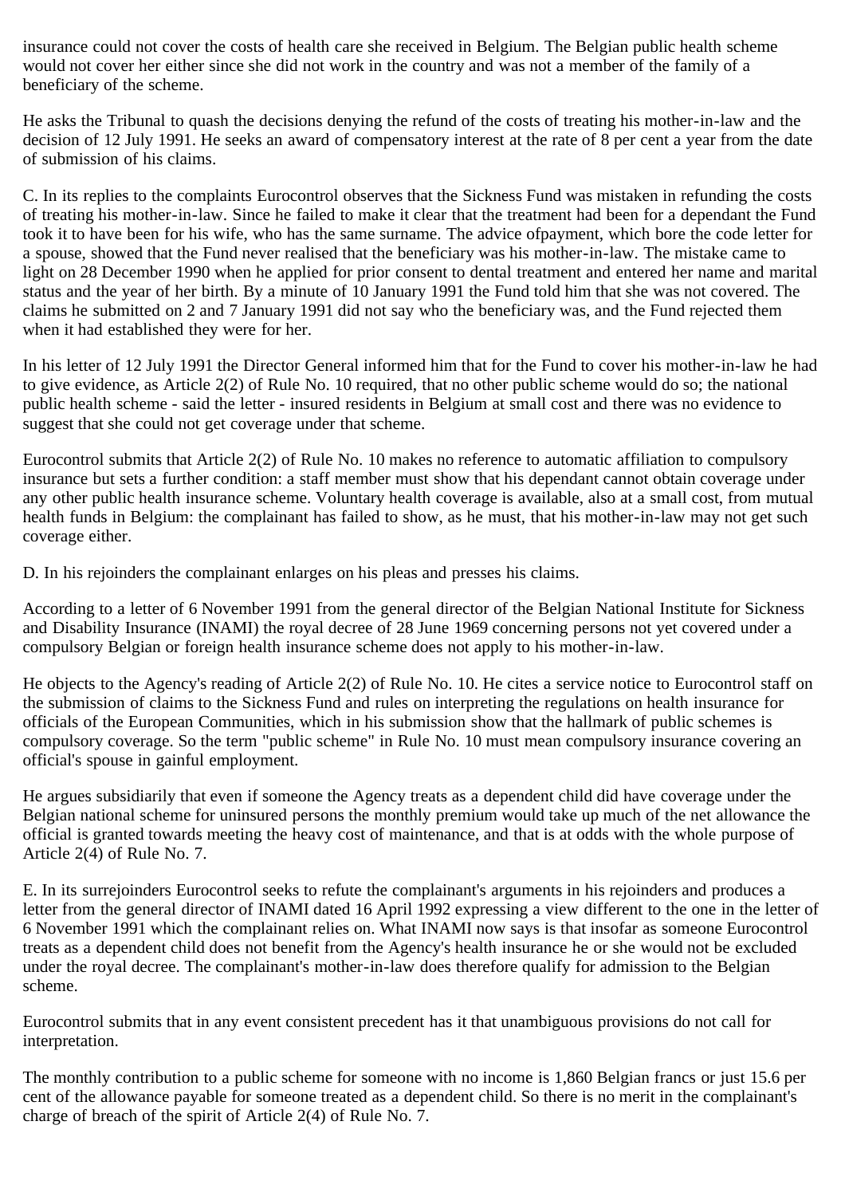insurance could not cover the costs of health care she received in Belgium. The Belgian public health scheme would not cover her either since she did not work in the country and was not a member of the family of a beneficiary of the scheme.

He asks the Tribunal to quash the decisions denying the refund of the costs of treating his mother-in-law and the decision of 12 July 1991. He seeks an award of compensatory interest at the rate of 8 per cent a year from the date of submission of his claims.

C. In its replies to the complaints Eurocontrol observes that the Sickness Fund was mistaken in refunding the costs of treating his mother-in-law. Since he failed to make it clear that the treatment had been for a dependant the Fund took it to have been for his wife, who has the same surname. The advice ofpayment, which bore the code letter for a spouse, showed that the Fund never realised that the beneficiary was his mother-in-law. The mistake came to light on 28 December 1990 when he applied for prior consent to dental treatment and entered her name and marital status and the year of her birth. By a minute of 10 January 1991 the Fund told him that she was not covered. The claims he submitted on 2 and 7 January 1991 did not say who the beneficiary was, and the Fund rejected them when it had established they were for her.

In his letter of 12 July 1991 the Director General informed him that for the Fund to cover his mother-in-law he had to give evidence, as Article 2(2) of Rule No. 10 required, that no other public scheme would do so; the national public health scheme - said the letter - insured residents in Belgium at small cost and there was no evidence to suggest that she could not get coverage under that scheme.

Eurocontrol submits that Article 2(2) of Rule No. 10 makes no reference to automatic affiliation to compulsory insurance but sets a further condition: a staff member must show that his dependant cannot obtain coverage under any other public health insurance scheme. Voluntary health coverage is available, also at a small cost, from mutual health funds in Belgium: the complainant has failed to show, as he must, that his mother-in-law may not get such coverage either.

D. In his rejoinders the complainant enlarges on his pleas and presses his claims.

According to a letter of 6 November 1991 from the general director of the Belgian National Institute for Sickness and Disability Insurance (INAMI) the royal decree of 28 June 1969 concerning persons not yet covered under a compulsory Belgian or foreign health insurance scheme does not apply to his mother-in-law.

He objects to the Agency's reading of Article 2(2) of Rule No. 10. He cites a service notice to Eurocontrol staff on the submission of claims to the Sickness Fund and rules on interpreting the regulations on health insurance for officials of the European Communities, which in his submission show that the hallmark of public schemes is compulsory coverage. So the term "public scheme" in Rule No. 10 must mean compulsory insurance covering an official's spouse in gainful employment.

He argues subsidiarily that even if someone the Agency treats as a dependent child did have coverage under the Belgian national scheme for uninsured persons the monthly premium would take up much of the net allowance the official is granted towards meeting the heavy cost of maintenance, and that is at odds with the whole purpose of Article 2(4) of Rule No. 7.

E. In its surrejoinders Eurocontrol seeks to refute the complainant's arguments in his rejoinders and produces a letter from the general director of INAMI dated 16 April 1992 expressing a view different to the one in the letter of 6 November 1991 which the complainant relies on. What INAMI now says is that insofar as someone Eurocontrol treats as a dependent child does not benefit from the Agency's health insurance he or she would not be excluded under the royal decree. The complainant's mother-in-law does therefore qualify for admission to the Belgian scheme.

Eurocontrol submits that in any event consistent precedent has it that unambiguous provisions do not call for interpretation.

The monthly contribution to a public scheme for someone with no income is 1,860 Belgian francs or just 15.6 per cent of the allowance payable for someone treated as a dependent child. So there is no merit in the complainant's charge of breach of the spirit of Article 2(4) of Rule No. 7.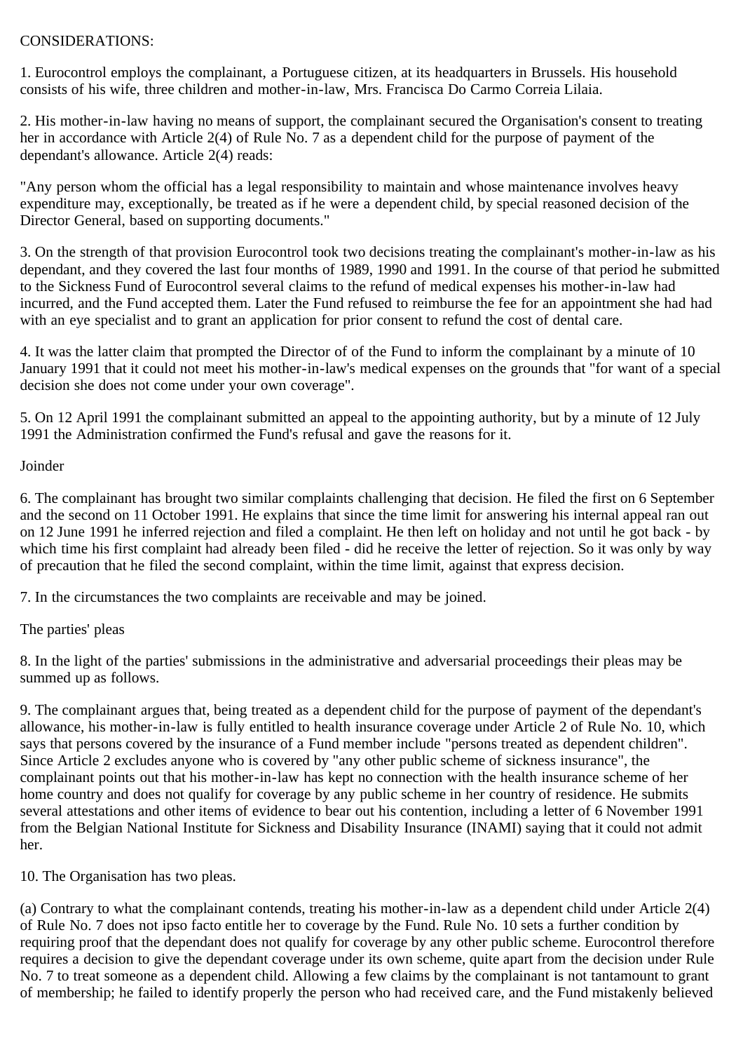CONSIDERATIONS:

1. Eurocontrol employs the complainant, a Portuguese citizen, at its headquarters in Brussels. His household consists of his wife, three children and mother-in-law, Mrs. Francisca Do Carmo Correia Lilaia.

2. His mother-in-law having no means of support, the complainant secured the Organisation's consent to treating her in accordance with Article 2(4) of Rule No. 7 as a dependent child for the purpose of payment of the dependant's allowance. Article 2(4) reads:

"Any person whom the official has a legal responsibility to maintain and whose maintenance involves heavy expenditure may, exceptionally, be treated as if he were a dependent child, by special reasoned decision of the Director General, based on supporting documents."

3. On the strength of that provision Eurocontrol took two decisions treating the complainant's mother-in-law as his dependant, and they covered the last four months of 1989, 1990 and 1991. In the course of that period he submitted to the Sickness Fund of Eurocontrol several claims to the refund of medical expenses his mother-in-law had incurred, and the Fund accepted them. Later the Fund refused to reimburse the fee for an appointment she had had with an eye specialist and to grant an application for prior consent to refund the cost of dental care.

4. It was the latter claim that prompted the Director of of the Fund to inform the complainant by a minute of 10 January 1991 that it could not meet his mother-in-law's medical expenses on the grounds that "for want of a special decision she does not come under your own coverage".

5. On 12 April 1991 the complainant submitted an appeal to the appointing authority, but by a minute of 12 July 1991 the Administration confirmed the Fund's refusal and gave the reasons for it.

Joinder

6. The complainant has brought two similar complaints challenging that decision. He filed the first on 6 September and the second on 11 October 1991. He explains that since the time limit for answering his internal appeal ran out on 12 June 1991 he inferred rejection and filed a complaint. He then left on holiday and not until he got back - by which time his first complaint had already been filed - did he receive the letter of rejection. So it was only by way of precaution that he filed the second complaint, within the time limit, against that express decision.

7. In the circumstances the two complaints are receivable and may be joined.

The parties' pleas

8. In the light of the parties' submissions in the administrative and adversarial proceedings their pleas may be summed up as follows.

9. The complainant argues that, being treated as a dependent child for the purpose of payment of the dependant's allowance, his mother-in-law is fully entitled to health insurance coverage under Article 2 of Rule No. 10, which says that persons covered by the insurance of a Fund member include "persons treated as dependent children". Since Article 2 excludes anyone who is covered by "any other public scheme of sickness insurance", the complainant points out that his mother-in-law has kept no connection with the health insurance scheme of her home country and does not qualify for coverage by any public scheme in her country of residence. He submits several attestations and other items of evidence to bear out his contention, including a letter of 6 November 1991 from the Belgian National Institute for Sickness and Disability Insurance (INAMI) saying that it could not admit her.

10. The Organisation has two pleas.

(a) Contrary to what the complainant contends, treating his mother-in-law as a dependent child under Article 2(4) of Rule No. 7 does not ipso facto entitle her to coverage by the Fund. Rule No. 10 sets a further condition by requiring proof that the dependant does not qualify for coverage by any other public scheme. Eurocontrol therefore requires a decision to give the dependant coverage under its own scheme, quite apart from the decision under Rule No. 7 to treat someone as a dependent child. Allowing a few claims by the complainant is not tantamount to grant of membership; he failed to identify properly the person who had received care, and the Fund mistakenly believed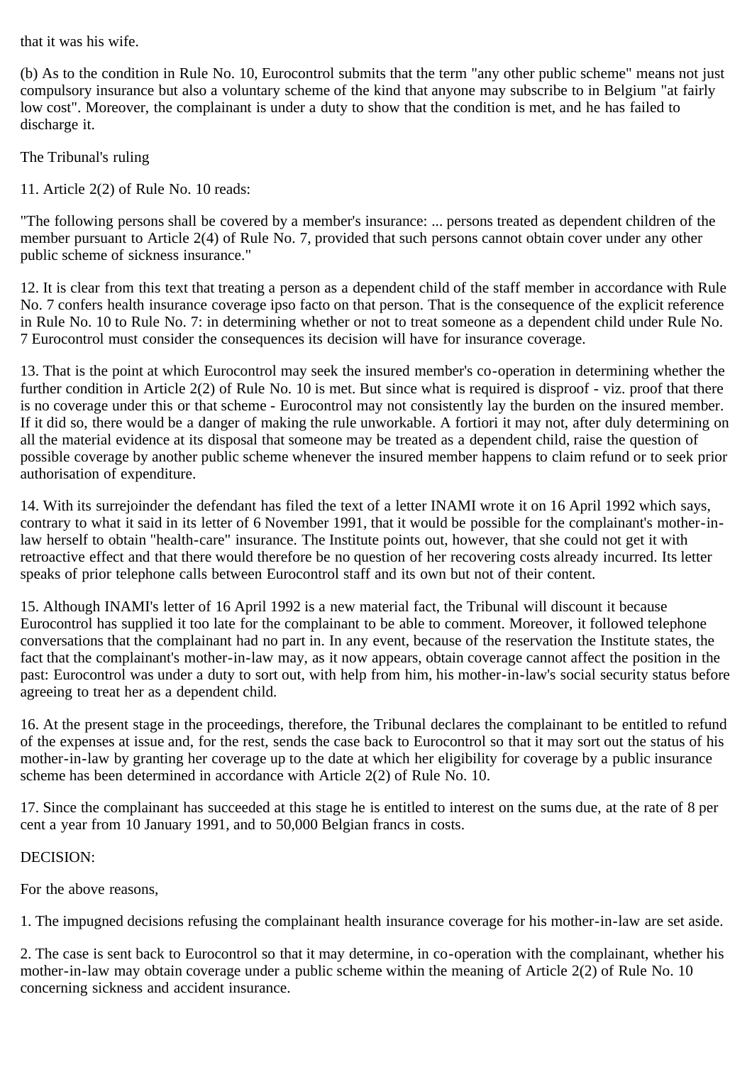that it was his wife.

(b) As to the condition in Rule No. 10, Eurocontrol submits that the term "any other public scheme" means not just compulsory insurance but also a voluntary scheme of the kind that anyone may subscribe to in Belgium "at fairly low cost". Moreover, the complainant is under a duty to show that the condition is met, and he has failed to discharge it.

The Tribunal's ruling

11. Article 2(2) of Rule No. 10 reads:

"The following persons shall be covered by a member's insurance: ... persons treated as dependent children of the member pursuant to Article 2(4) of Rule No. 7, provided that such persons cannot obtain cover under any other public scheme of sickness insurance."

12. It is clear from this text that treating a person as a dependent child of the staff member in accordance with Rule No. 7 confers health insurance coverage ipso facto on that person. That is the consequence of the explicit reference in Rule No. 10 to Rule No. 7: in determining whether or not to treat someone as a dependent child under Rule No. 7 Eurocontrol must consider the consequences its decision will have for insurance coverage.

13. That is the point at which Eurocontrol may seek the insured member's co-operation in determining whether the further condition in Article 2(2) of Rule No. 10 is met. But since what is required is disproof - viz. proof that there is no coverage under this or that scheme - Eurocontrol may not consistently lay the burden on the insured member. If it did so, there would be a danger of making the rule unworkable. A fortiori it may not, after duly determining on all the material evidence at its disposal that someone may be treated as a dependent child, raise the question of possible coverage by another public scheme whenever the insured member happens to claim refund or to seek prior authorisation of expenditure.

14. With its surrejoinder the defendant has filed the text of a letter INAMI wrote it on 16 April 1992 which says, contrary to what it said in its letter of 6 November 1991, that it would be possible for the complainant's mother-in-law herself to obtain "health-care" insurance. The Institute points out, however, that she could not get it with retroactive effect and that there would therefore be no question of her recovering costs already incurred. Its letter speaks of prior telephone calls between Eurocontrol staff and its own but not of their content.

15. Although INAMI's letter of 16 April 1992 is a new material fact, the Tribunal will discount it because Eurocontrol has supplied it too late for the complainant to be able to comment. Moreover, it followed telephone conversations that the complainant had no part in. In any event, because of the reservation the Institute states, the fact that the complainant's mother-in-law may, as it now appears, obtain coverage cannot affect the position in the past: Eurocontrol was under a duty to sort out, with help from him, his mother-in-law's social security status before agreeing to treat her as a dependent child.

16. At the present stage in the proceedings, therefore, the Tribunal declares the complainant to be entitled to refund of the expenses at issue and, for the rest, sends the case back to Eurocontrol so that it may sort out the status of his mother-in-law by granting her coverage up to the date at which her eligibility for coverage by a public insurance scheme has been determined in accordance with Article 2(2) of Rule No. 10.

17. Since the complainant has succeeded at this stage he is entitled to interest on the sums due, at the rate of 8 per cent a year from 10 January 1991, and to 50,000 Belgian francs in costs.

DECISION:

For the above reasons,

1. The impugned decisions refusing the complainant health insurance coverage for his mother-in-law are set aside.

2. The case is sent back to Eurocontrol so that it may determine, in co-operation with the complainant, whether his mother-in-law may obtain coverage under a public scheme within the meaning of Article 2(2) of Rule No. 10 concerning sickness and accident insurance.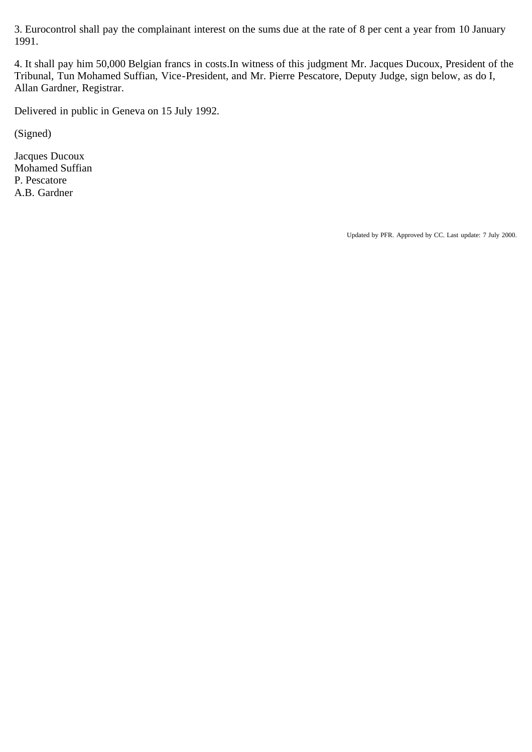3. Eurocontrol shall pay the complainant interest on the sums due at the rate of 8 per cent a year from 10 January 1991.

4. It shall pay him 50,000 Belgian francs in costs.In witness of this judgment Mr. Jacques Ducoux, President of the Tribunal, Tun Mohamed Suffian, Vice-President, and Mr. Pierre Pescatore, Deputy Judge, sign below, as do I, Allan Gardner, Registrar.

Delivered in public in Geneva on 15 July 1992.

(Signed)

Jacques Ducoux
Mohamed Suffian
P. Pescatore
A.B. Gardner

Updated by PFR. Approved by CC. Last update: 7 July 2000.